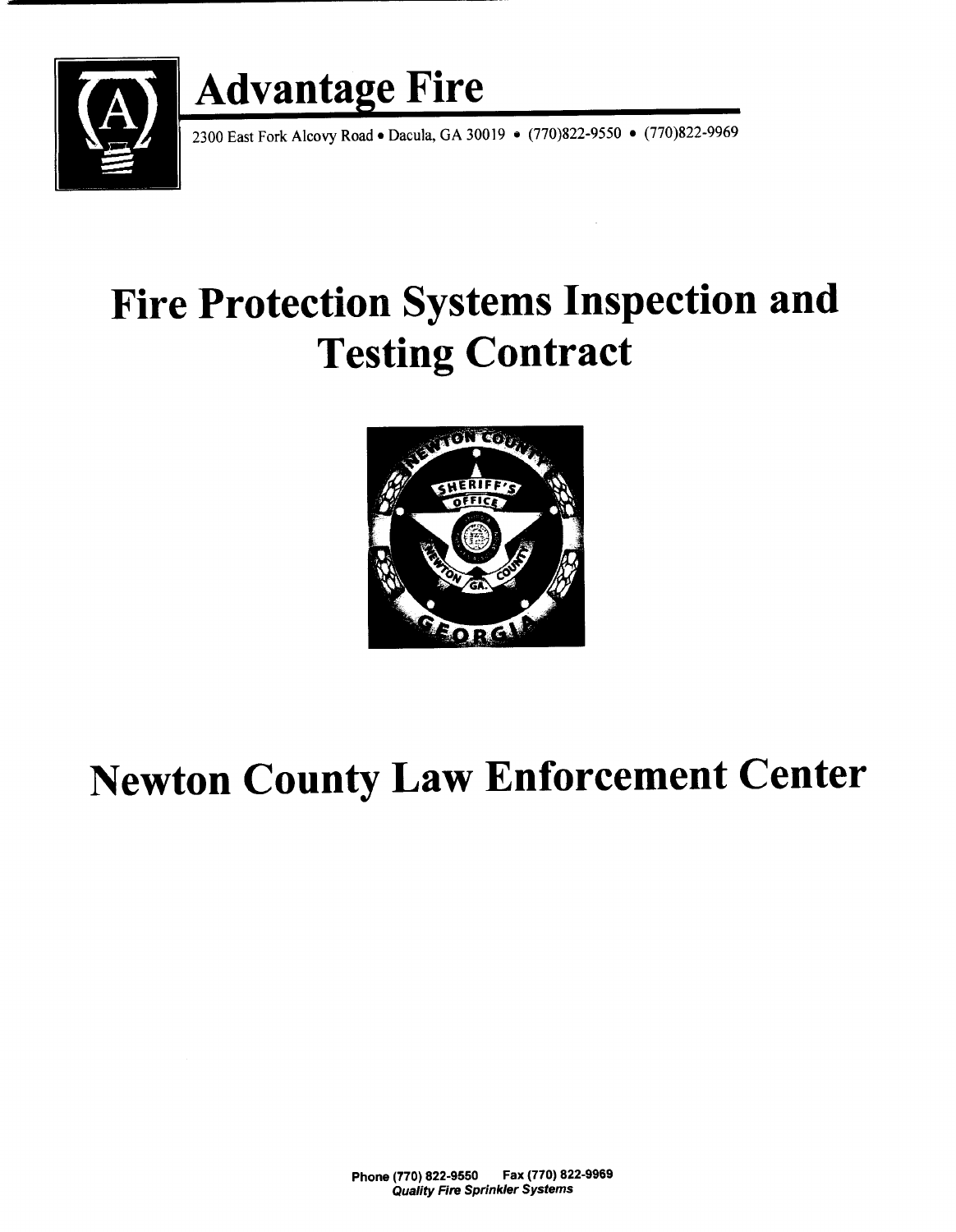# Advantage Fire

2300 East Fork Alcovy Road • Dacula, GA 30019 • (770)822-9550 • (770)822-9969

# Fire Protection Systems Inspection and Testing Contract

# Newton County Law Enforcement Center

Phone (770) 822-9550 Fax (770) 822-9969
***Quality Fire Sprinkler Systems***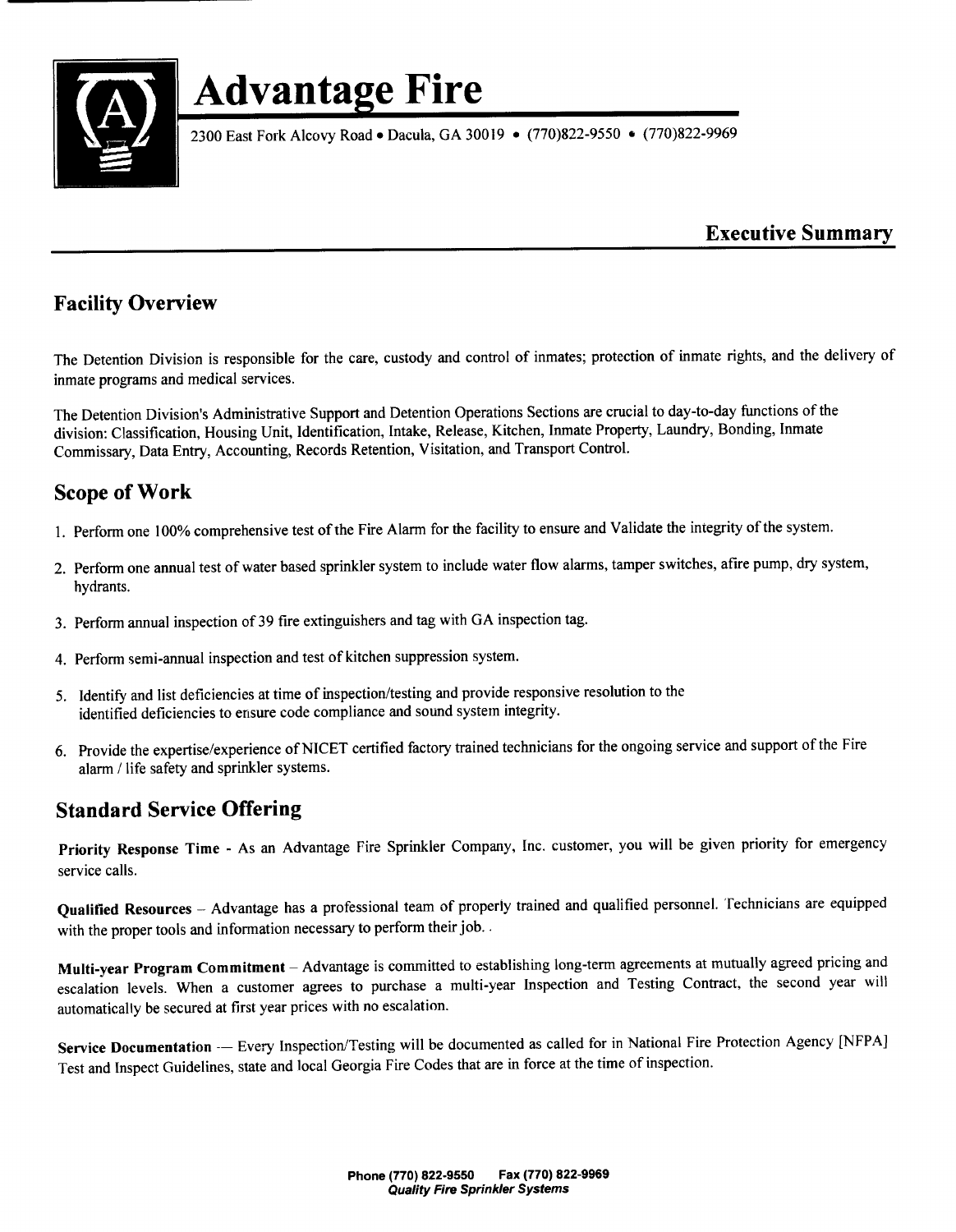# Advantage Fire

2300 East Fork Alcovy Road • Dacula, GA 30019 • (770)822-9550 • (770)822-9969

## Executive Summary

## Facility Overview

The Detention Division is responsible for the care, custody and control of inmates; protection of inmate rights, and the delivery of inmate programs and medical services.

The Detention Division's Administrative Support and Detention Operations Sections are crucial to day-to-day functions of the division: Classification, Housing Unit, Identification, Intake, Release, Kitchen, Inmate Property, Laundry, Bonding, Inmate Commissary, Data Entry, Accounting, Records Retention, Visitation, and Transport Control.

## Scope of Work

1. Perform one 100% comprehensive test of the Fire Alarm for the facility to ensure and Validate the integrity of the system.
2. Perform one annual test of water based sprinkler system to include water flow alarms, tamper switches, afire pump, dry system, hydrants.
3. Perform annual inspection of 39 fire extinguishers and tag with GA inspection tag.
4. Perform semi-annual inspection and test of kitchen suppression system.
5. Identify and list deficiencies at time of inspection/testing and provide responsive resolution to the identified deficiencies to ensure code compliance and sound system integrity.
6. Provide the expertise/experience of NICET certified factory trained technicians for the ongoing service and support of the Fire alarm / life safety and sprinkler systems.

## Standard Service Offering

**Priority Response Time** - As an Advantage Fire Sprinkler Company, Inc. customer, you will be given priority for emergency service calls.

**Qualified Resources** – Advantage has a professional team of properly trained and qualified personnel. Technicians are equipped with the proper tools and information necessary to perform their job. .

**Multi-year Program Commitment** – Advantage is committed to establishing long-term agreements at mutually agreed pricing and escalation levels. When a customer agrees to purchase a multi-year Inspection and Testing Contract, the second year will automatically be secured at first year prices with no escalation.

**Service Documentation** — Every Inspection/Testing will be documented as called for in National Fire Protection Agency [NFPA] Test and Inspect Guidelines, state and local Georgia Fire Codes that are in force at the time of inspection.

**Phone (770) 822-9550 Fax (770) 822-9969**
***Quality Fire Sprinkler Systems***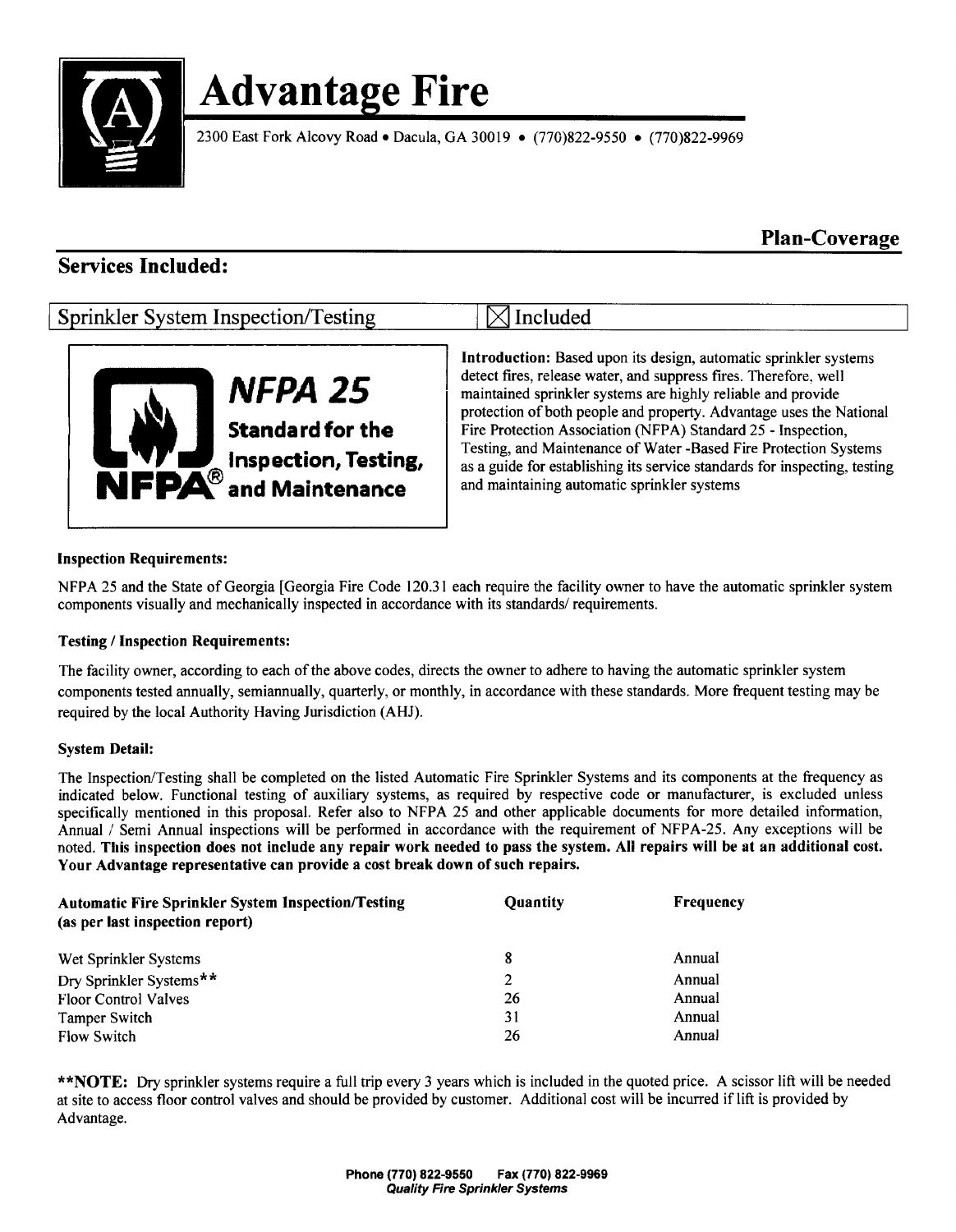# Advantage Fire

2300 East Fork Alcovy Road • Dacula, GA 30019 • (770)822-9550 • (770)822-9969

## Plan-Coverage

## Services Included:

| Sprinkler System Inspection/Testing | ☒ Included |
|---|---|

NFPA 25 Standard for the Inspection, Testing, and Maintenance

**Introduction:** Based upon its design, automatic sprinkler systems detect fires, release water, and suppress fires. Therefore, well maintained sprinkler systems are highly reliable and provide protection of both people and property. Advantage uses the National Fire Protection Association (NFPA) Standard 25 - Inspection, Testing, and Maintenance of Water -Based Fire Protection Systems as a guide for establishing its service standards for inspecting, testing and maintaining automatic sprinkler systems

**Inspection Requirements:**

NFPA 25 and the State of Georgia [Georgia Fire Code 120.31 each require the facility owner to have the automatic sprinkler system components visually and mechanically inspected in accordance with its standards/ requirements.

**Testing / Inspection Requirements:**

The facility owner, according to each of the above codes, directs the owner to adhere to having the automatic sprinkler system components tested annually, semiannually, quarterly, or monthly, in accordance with these standards. More frequent testing may be required by the local Authority Having Jurisdiction (AHJ).

**System Detail:**

The Inspection/Testing shall be completed on the listed Automatic Fire Sprinkler Systems and its components at the frequency as indicated below. Functional testing of auxiliary systems, as required by respective code or manufacturer, is excluded unless specifically mentioned in this proposal. Refer also to NFPA 25 and other applicable documents for more detailed information, Annual / Semi Annual inspections will be performed in accordance with the requirement of NFPA-25. Any exceptions will be noted. **This inspection does not include any repair work needed to pass the system. All repairs will be at an additional cost. Your Advantage representative can provide a cost break down of such repairs.**

| Automatic Fire Sprinkler System Inspection/Testing (as per last inspection report) | Quantity | Frequency |
|---|---|---|
| Wet Sprinkler Systems | 8 | Annual |
| Dry Sprinkler Systems** | 2 | Annual |
| Floor Control Valves | 26 | Annual |
| Tamper Switch | 31 | Annual |
| Flow Switch | 26 | Annual |

****NOTE:** Dry sprinkler systems require a full trip every 3 years which is included in the quoted price. A scissor lift will be needed at site to access floor control valves and should be provided by customer. Additional cost will be incurred if lift is provided by Advantage.

**Phone (770) 822-9550 Fax (770) 822-9969**
***Quality Fire Sprinkler Systems***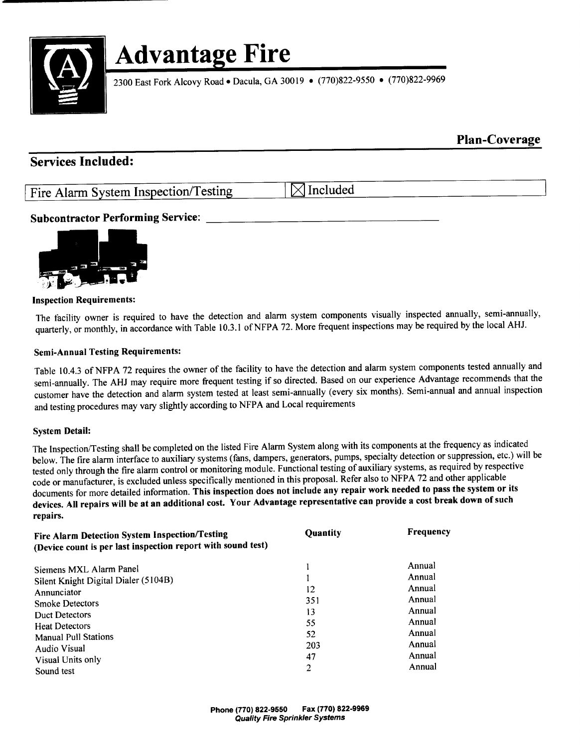# Advantage Fire

2300 East Fork Alcovy Road • Dacula, GA 30019 • (770)822-9550 • (770)822-9969

**Plan-Coverage**

## Services Included:

| Fire Alarm System Inspection/Testing | ☒ Included |
|---|---|

**Subcontractor Performing Service:** ______________________________

**Inspection Requirements:**

The facility owner is required to have the detection and alarm system components visually inspected annually, semi-annually, quarterly, or monthly, in accordance with Table 10.3.1 of NFPA 72. More frequent inspections may be required by the local AHJ.

**Semi-Annual Testing Requirements:**

Table 10.4.3 of NFPA 72 requires the owner of the facility to have the detection and alarm system components tested annually and semi-annually. The AHJ may require more frequent testing if so directed. Based on our experience Advantage recommends that the customer have the detection and alarm system tested at least semi-annually (every six months). Semi-annual and annual inspection and testing procedures may vary slightly according to NFPA and Local requirements

**System Detail:**

The Inspection/Testing shall be completed on the listed Fire Alarm System along with its components at the frequency as indicated below. The fire alarm interface to auxiliary systems (fans, dampers, generators, pumps, specialty detection or suppression, etc.) will be tested only through the fire alarm control or monitoring module. Functional testing of auxiliary systems, as required by respective code or manufacturer, is excluded unless specifically mentioned in this proposal. Refer also to NFPA 72 and other applicable documents for more detailed information. **This inspection does not include any repair work needed to pass the system or its devices. All repairs will be at an additional cost. Your Advantage representative can provide a cost break down of such repairs.**

| Fire Alarm Detection System Inspection/Testing (Device count is per last inspection report with sound test) | Quantity | Frequency |
|---|---|---|
| Siemens MXL Alarm Panel | 1 | Annual |
| Silent Knight Digital Dialer (5104B) | 1 | Annual |
| Annunciator | 12 | Annual |
| Smoke Detectors | 351 | Annual |
| Duct Detectors | 13 | Annual |
| Heat Detectors | 55 | Annual |
| Manual Pull Stations | 52 | Annual |
| Audio Visual | 203 | Annual |
| Visual Units only | 47 | Annual |
| Sound test | 2 | Annual |

Phone (770) 822-9550 Fax (770) 822-9969
*Quality Fire Sprinkler Systems*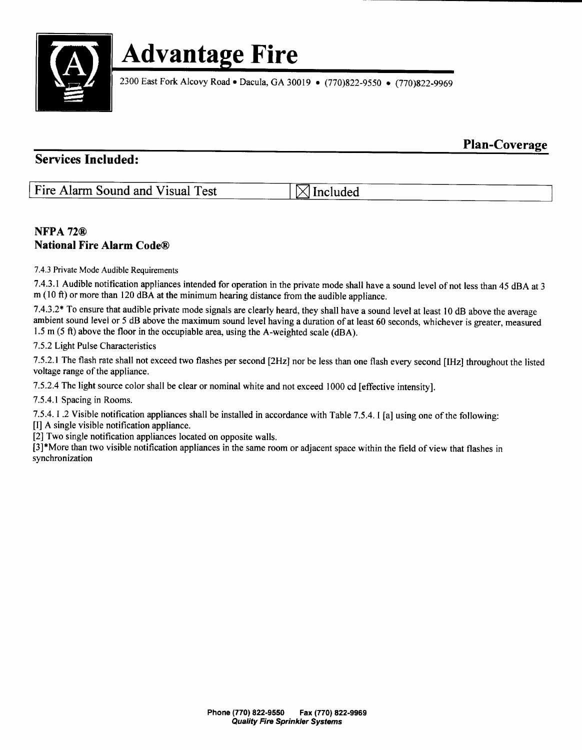# Advantage Fire

2300 East Fork Alcovy Road • Dacula, GA 30019 • (770)822-9550 • (770)822-9969

**Plan-Coverage**

## Services Included:

| Fire Alarm Sound and Visual Test | ☒ Included |
|---|---|

### NFPA 72®
### National Fire Alarm Code®

7.4.3 Private Mode Audible Requirements

7.4.3.1 Audible notification appliances intended for operation in the private mode shall have a sound level of not less than 45 dBA at 3 m (10 ft) or more than 120 dBA at the minimum hearing distance from the audible appliance.

7.4.3.2* To ensure that audible private mode signals are clearly heard, they shall have a sound level at least 10 dB above the average ambient sound level or 5 dB above the maximum sound level having a duration of at least 60 seconds, whichever is greater, measured 1.5 m (5 ft) above the floor in the occupiable area, using the A-weighted scale (dBA).

7.5.2 Light Pulse Characteristics

7.5.2.1 The flash rate shall not exceed two flashes per second [2Hz] nor be less than one flash every second [1Hz] throughout the listed voltage range of the appliance.

7.5.2.4 The light source color shall be clear or nominal white and not exceed 1000 cd [effective intensity].

7.5.4.1 Spacing in Rooms.

7.5.4.1.2 Visible notification appliances shall be installed in accordance with Table 7.5.4.1 [a] using one of the following:
[1] A single visible notification appliance.
[2] Two single notification appliances located on opposite walls.
[3]*More than two visible notification appliances in the same room or adjacent space within the field of view that flashes in synchronization

Phone (770) 822-9550 Fax (770) 822-9969
*Quality Fire Sprinkler Systems*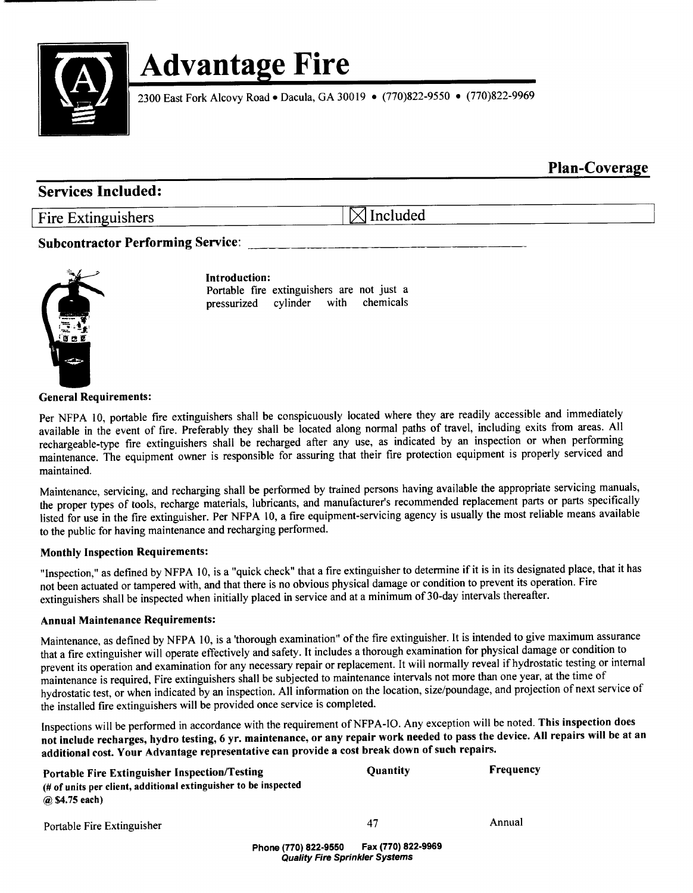# Advantage Fire

2300 East Fork Alcovy Road • Dacula, GA 30019 • (770)822-9550 • (770)822-9969

## Plan-Coverage

## Services Included:

| Fire Extinguishers | ☒ Included |
|---|---|

**Subcontractor Performing Service:** ______________________________

**Introduction:**
Portable fire extinguishers are not just a pressurized cylinder with chemicals

**General Requirements:**

Per NFPA 10, portable fire extinguishers shall be conspicuously located where they are readily accessible and immediately available in the event of fire. Preferably they shall be located along normal paths of travel, including exits from areas. All rechargeable-type fire extinguishers shall be recharged after any use, as indicated by an inspection or when performing maintenance. The equipment owner is responsible for assuring that their fire protection equipment is properly serviced and maintained.

Maintenance, servicing, and recharging shall be performed by trained persons having available the appropriate servicing manuals, the proper types of tools, recharge materials, lubricants, and manufacturer's recommended replacement parts or parts specifically listed for use in the fire extinguisher. Per NFPA 10, a fire equipment-servicing agency is usually the most reliable means available to the public for having maintenance and recharging performed.

**Monthly Inspection Requirements:**

"Inspection," as defined by NFPA 10, is a "quick check" that a fire extinguisher to determine if it is in its designated place, that it has not been actuated or tampered with, and that there is no obvious physical damage or condition to prevent its operation. Fire extinguishers shall be inspected when initially placed in service and at a minimum of 30-day intervals thereafter.

**Annual Maintenance Requirements:**

Maintenance, as defined by NFPA 10, is a 'thorough examination" of the fire extinguisher. It is intended to give maximum assurance that a fire extinguisher will operate effectively and safety. It includes a thorough examination for physical damage or condition to prevent its operation and examination for any necessary repair or replacement. It will normally reveal if hydrostatic testing or internal maintenance is required, Fire extinguishers shall be subjected to maintenance intervals not more than one year, at the time of hydrostatic test, or when indicated by an inspection. All information on the location, size/poundage, and projection of next service of the installed fire extinguishers will be provided once service is completed.

Inspections will be performed in accordance with the requirement of NFPA-IO. Any exception will be noted. **This inspection does not include recharges, hydro testing, 6 yr. maintenance, or any repair work needed to pass the device. All repairs will be at an additional cost. Your Advantage representative can provide a cost break down of such repairs.**

| **Portable Fire Extinguisher Inspection/Testing** (# of units per client, additional extinguisher to be inspected @ $4.75 each) | **Quantity** | **Frequency** |
|---|---|---|
| Portable Fire Extinguisher | 47 | Annual |

Phone (770) 822-9550 Fax (770) 822-9969
*Quality Fire Sprinkler Systems*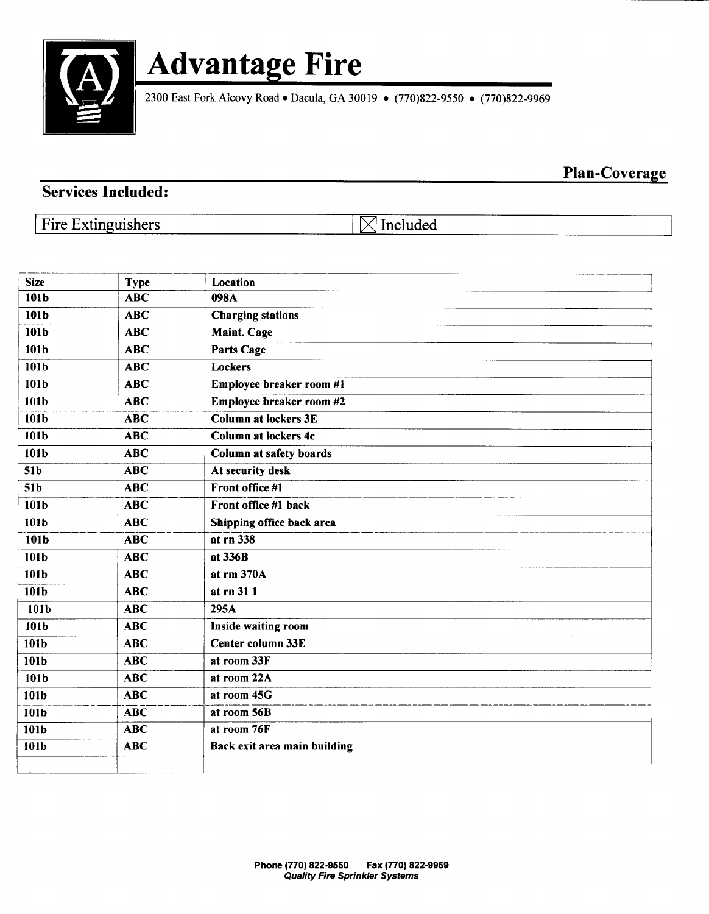# Advantage Fire

2300 East Fork Alcovy Road • Dacula, GA 30019 • (770)822-9550 • (770)822-9969

**Plan-Coverage**

## Services Included:

| Fire Extinguishers | ☒ Included |
|---|---|

| Size | Type | Location |
|---|---|---|
| **101b** | **ABC** | **098A** |
| **101b** | **ABC** | **Charging stations** |
| **101b** | **ABC** | **Maint. Cage** |
| **101b** | **ABC** | **Parts Cage** |
| **101b** | **ABC** | **Lockers** |
| **101b** | **ABC** | **Employee breaker room #1** |
| **101b** | **ABC** | **Employee breaker room #2** |
| **101b** | **ABC** | **Column at lockers 3E** |
| **101b** | **ABC** | **Column at lockers 4c** |
| **101b** | **ABC** | **Column at safety boards** |
| **51b** | **ABC** | **At security desk** |
| **51b** | **ABC** | **Front office #1** |
| **101b** | **ABC** | **Front office #1 back** |
| **101b** | **ABC** | **Shipping office back area** |
| **101b** | **ABC** | **at rn 338** |
| **101b** | **ABC** | **at 336B** |
| **101b** | **ABC** | **at rm 370A** |
| **101b** | **ABC** | **at rn 31 1** |
| **101b** | **ABC** | **295A** |
| **101b** | **ABC** | **Inside waiting room** |
| **101b** | **ABC** | **Center column 33E** |
| **101b** | **ABC** | **at room 33F** |
| **101b** | **ABC** | **at room 22A** |
| **101b** | **ABC** | **at room 45G** |
| **101b** | **ABC** | **at room 56B** |
| **101b** | **ABC** | **at room 76F** |
| **101b** | **ABC** | **Back exit area main building** |
| | | |

**Phone (770) 822-9550 Fax (770) 822-9969**
***Quality Fire Sprinkler Systems***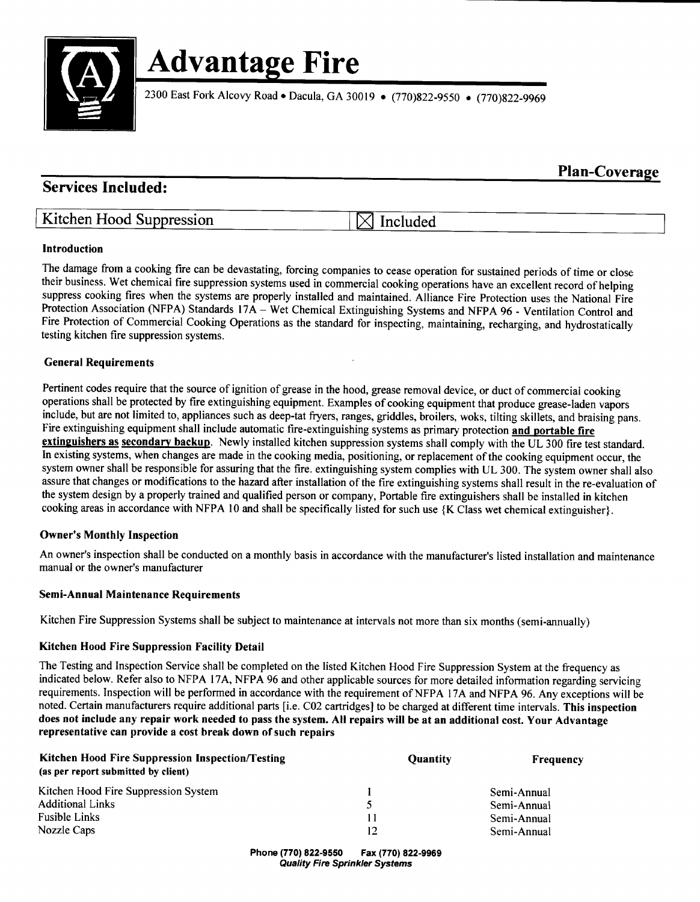# Advantage Fire

2300 East Fork Alcovy Road • Dacula, GA 30019 • (770)822-9550 • (770)822-9969

**Plan-Coverage**

## Services Included:

| Kitchen Hood Suppression | ☒ Included |
| --- | --- |

### Introduction

The damage from a cooking fire can be devastating, forcing companies to cease operation for sustained periods of time or close their business. Wet chemical fire suppression systems used in commercial cooking operations have an excellent record of helping suppress cooking fires when the systems are properly installed and maintained. Alliance Fire Protection uses the National Fire Protection Association (NFPA) Standards 17A – Wet Chemical Extinguishing Systems and NFPA 96 - Ventilation Control and Fire Protection of Commercial Cooking Operations as the standard for inspecting, maintaining, recharging, and hydrostatically testing kitchen fire suppression systems.

### General Requirements

Pertinent codes require that the source of ignition of grease in the hood, grease removal device, or duct of commercial cooking operations shall be protected by fire extinguishing equipment. Examples of cooking equipment that produce grease-laden vapors include, but are not limited to, appliances such as deep-tat fryers, ranges, griddles, broilers, woks, tilting skillets, and braising pans. Fire extinguishing equipment shall include automatic fire-extinguishing systems as primary protection **and portable fire extinguishers as secondary backup**. Newly installed kitchen suppression systems shall comply with the UL 300 fire test standard. In existing systems, when changes are made in the cooking media, positioning, or replacement of the cooking equipment occur, the system owner shall be responsible for assuring that the fire. extinguishing system complies with UL 300. The system owner shall also assure that changes or modifications to the hazard after installation of the fire extinguishing systems shall result in the re-evaluation of the system design by a properly trained and qualified person or company, Portable fire extinguishers shall be installed in kitchen cooking areas in accordance with NFPA 10 and shall be specifically listed for such use {K Class wet chemical extinguisher}.

### Owner's Monthly Inspection

An owner's inspection shall be conducted on a monthly basis in accordance with the manufacturer's listed installation and maintenance manual or the owner's manufacturer

### Semi-Annual Maintenance Requirements

Kitchen Fire Suppression Systems shall be subject to maintenance at intervals not more than six months (semi-annually)

### Kitchen Hood Fire Suppression Facility Detail

The Testing and Inspection Service shall be completed on the listed Kitchen Hood Fire Suppression System at the frequency as indicated below. Refer also to NFPA 17A, NFPA 96 and other applicable sources for more detailed information regarding servicing requirements. Inspection will be performed in accordance with the requirement of NFPA 17A and NFPA 96. Any exceptions will be noted. Certain manufacturers require additional parts [i.e. C02 cartridges] to be charged at different time intervals. **This inspection does not include any repair work needed to pass the system. All repairs will be at an additional cost. Your Advantage representative can provide a cost break down of such repairs**

| **Kitchen Hood Fire Suppression Inspection/Testing** (as per report submitted by client) | **Quantity** | **Frequency** |
| --- | --- | --- |
| Kitchen Hood Fire Suppression System | 1 | Semi-Annual |
| Additional Links | 5 | Semi-Annual |
| Fusible Links | 11 | Semi-Annual |
| Nozzle Caps | 12 | Semi-Annual |

Phone (770) 822-9550 Fax (770) 822-9969
*Quality Fire Sprinkler Systems*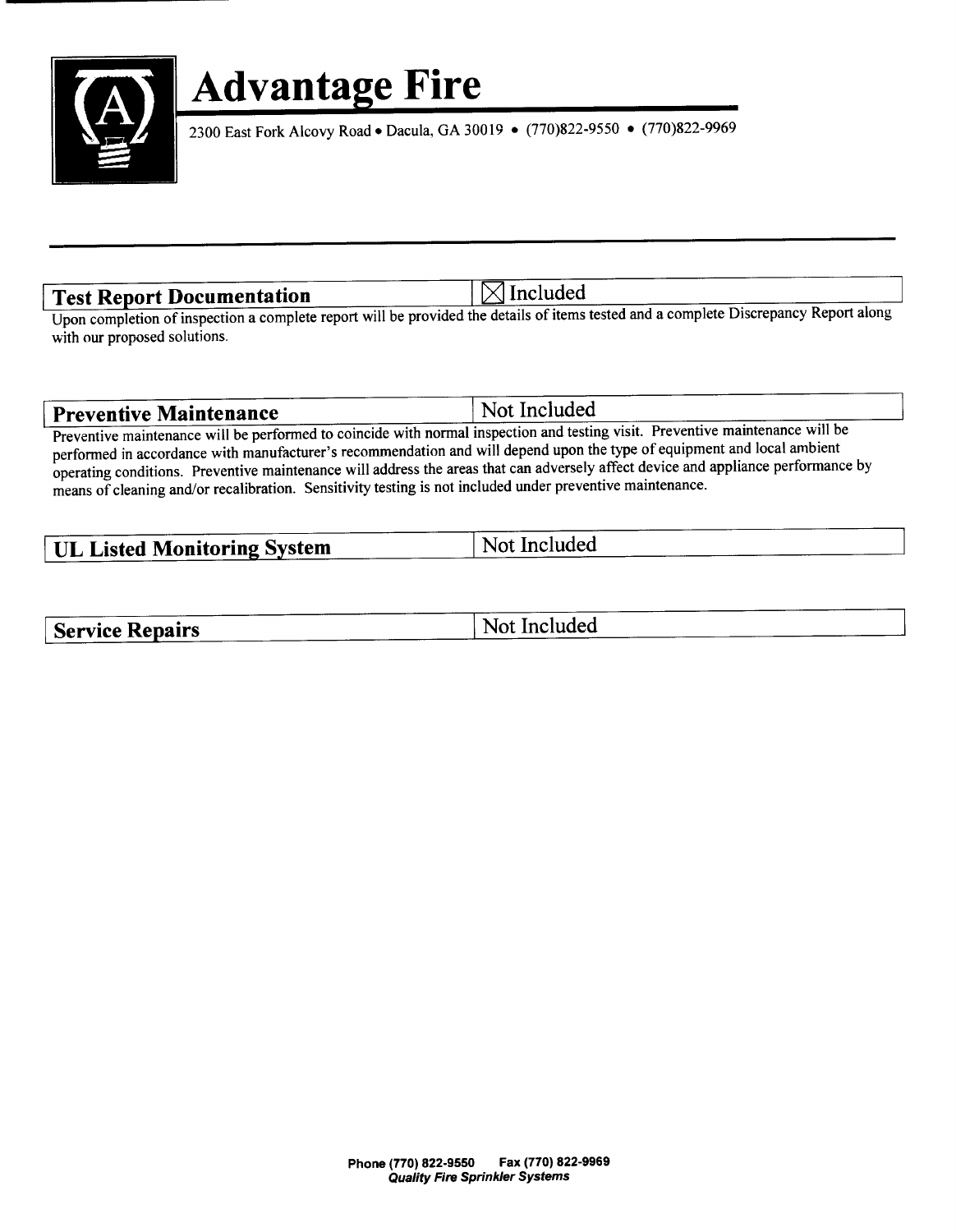# Advantage Fire

2300 East Fork Alcovy Road • Dacula, GA 30019 • (770)822-9550 • (770)822-9969

| Test Report Documentation | ☒ Included |
|---|---|

Upon completion of inspection a complete report will be provided the details of items tested and a complete Discrepancy Report along with our proposed solutions.

| Preventive Maintenance | Not Included |
|---|---|

Preventive maintenance will be performed to coincide with normal inspection and testing visit. Preventive maintenance will be performed in accordance with manufacturer's recommendation and will depend upon the type of equipment and local ambient operating conditions. Preventive maintenance will address the areas that can adversely affect device and appliance performance by means of cleaning and/or recalibration. Sensitivity testing is not included under preventive maintenance.

| UL Listed Monitoring System | Not Included |
|---|---|

| Service Repairs | Not Included |
|---|---|

Phone (770) 822-9550 Fax (770) 822-9969
*Quality Fire Sprinkler Systems*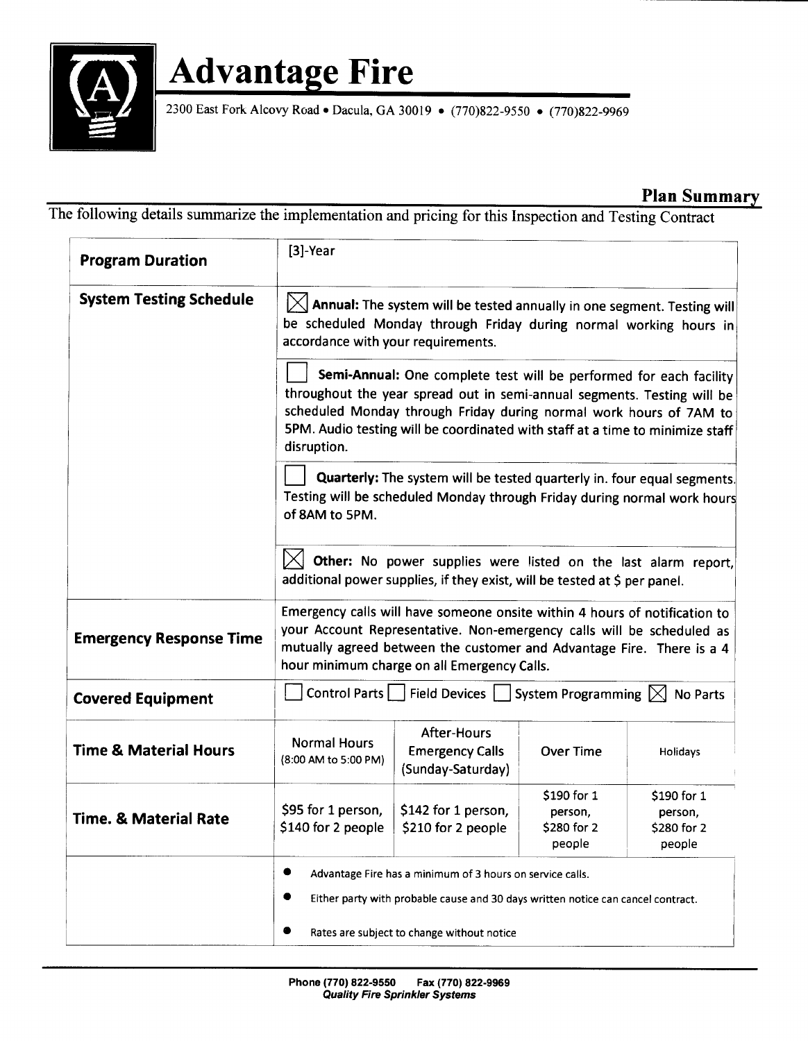# Advantage Fire

2300 East Fork Alcovy Road • Dacula, GA 30019 • (770)822-9550 • (770)822-9969

## Plan Summary

The following details summarize the implementation and pricing for this Inspection and Testing Contract

| | | | | |
|---|---|---|---|---|
| **Program Duration** | [3]-Year | | | |
| **System Testing Schedule** | ☒ **Annual:** The system will be tested annually in one segment. Testing will be scheduled Monday through Friday during normal working hours in accordance with your requirements. | | | |
| | ☐ **Semi-Annual:** One complete test will be performed for each facility throughout the year spread out in semi-annual segments. Testing will be scheduled Monday through Friday during normal work hours of 7AM to 5PM. Audio testing will be coordinated with staff at a time to minimize staff disruption. | | | |
| | ☐ **Quarterly:** The system will be tested quarterly in. four equal segments. Testing will be scheduled Monday through Friday during normal work hours of 8AM to 5PM. | | | |
| | ☒ **Other:** No power supplies were listed on the last alarm report, additional power supplies, if they exist, will be tested at $ per panel. | | | |
| **Emergency Response Time** | Emergency calls will have someone onsite within 4 hours of notification to your Account Representative. Non-emergency calls will be scheduled as mutually agreed between the customer and Advantage Fire. There is a 4 hour minimum charge on all Emergency Calls. | | | |
| **Covered Equipment** | ☐ Control Parts ☐ Field Devices ☐ System Programming ☒ No Parts | | | |
| **Time & Material Hours** | Normal Hours (8:00 AM to 5:00 PM) | After-Hours Emergency Calls (Sunday-Saturday) | Over Time | Holidays |
| **Time. & Material Rate** | $95 for 1 person, $140 for 2 people | $142 for 1 person, $210 for 2 people | $190 for 1 person, $280 for 2 people | $190 for 1 person, $280 for 2 people |
| | • Advantage Fire has a minimum of 3 hours on service calls.<br>• Either party with probable cause and 30 days written notice can cancel contract.<br>• Rates are subject to change without notice | | | |

**Phone (770) 822-9550 Fax (770) 822-9969**
***Quality Fire Sprinkler Systems***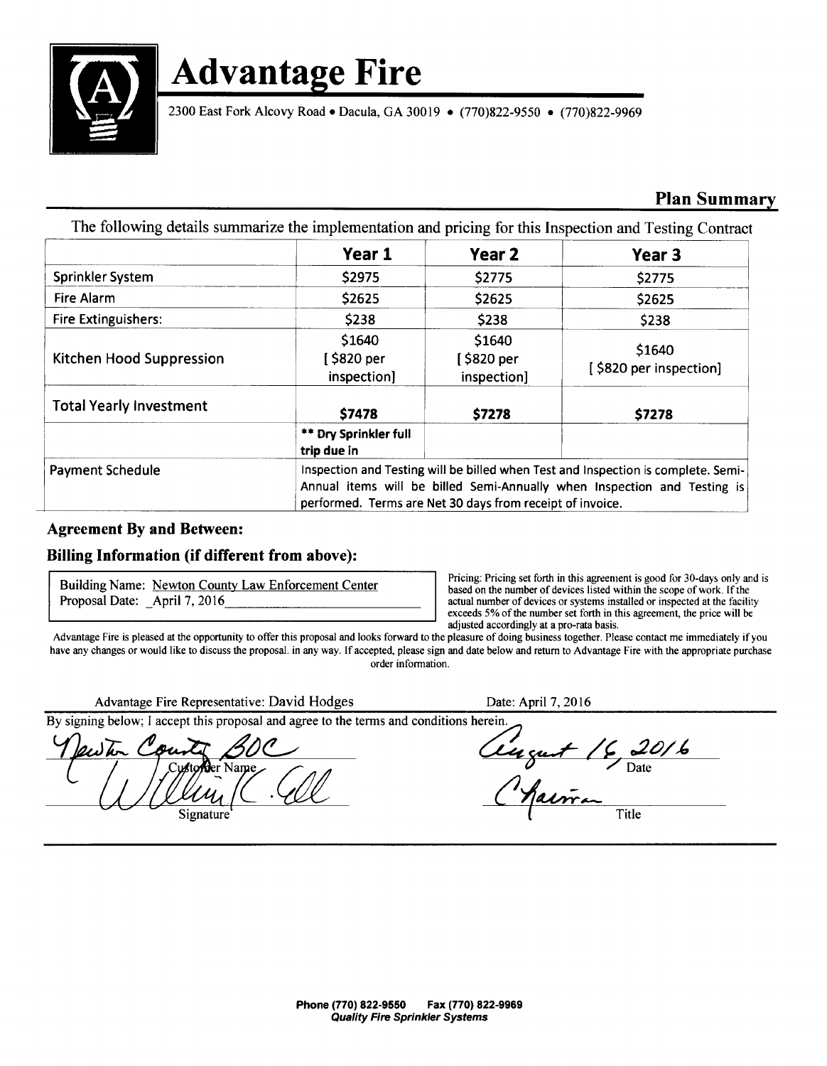# Advantage Fire

2300 East Fork Alcovy Road • Dacula, GA 30019 • (770)822-9550 • (770)822-9969

## Plan Summary

The following details summarize the implementation and pricing for this Inspection and Testing Contract

| | Year 1 | Year 2 | Year 3 |
|---|---|---|---|
| Sprinkler System | $2975 | $2775 | $2775 |
| Fire Alarm | $2625 | $2625 | $2625 |
| Fire Extinguishers: | $238 | $238 | $238 |
| Kitchen Hood Suppression | $1640 [ $820 per inspection] | $1640 [ $820 per inspection] | $1640 [ $820 per inspection] |
| Total Yearly Investment | **$7478** | **$7278** | **$7278** |
| | **** Dry Sprinkler full trip due in** | | |
| Payment Schedule | Inspection and Testing will be billed when Test and Inspection is complete. Semi-Annual items will be billed Semi-Annually when Inspection and Testing is performed. Terms are Net 30 days from receipt of invoice. | | |

### Agreement By and Between:

### Billing Information (if different from above):

Building Name: Newton County Law Enforcement Center
Proposal Date: April 7, 2016

Pricing: Pricing set forth in this agreement is good for 30-days only and is based on the number of devices listed within the scope of work. If the actual number of devices or systems installed or inspected at the facility exceeds 5% of the number set forth in this agreement, the price will be adjusted accordingly at a pro-rata basis.

Advantage Fire is pleased at the opportunity to offer this proposal and looks forward to the pleasure of doing business together. Please contact me immediately if you have any changes or would like to discuss the proposal. in any way. If accepted, please sign and date below and return to Advantage Fire with the appropriate purchase order information.

Advantage Fire Representative: David Hodges    Date: April 7, 2016

By signing below; I accept this proposal and agree to the terms and conditions herein.

Newton County BOC
Customer Name

William C. Clark
Signature

August 16, 2016
Date

Chairman
Title

Phone (770) 822-9550    Fax (770) 822-9969
*Quality Fire Sprinkler Systems*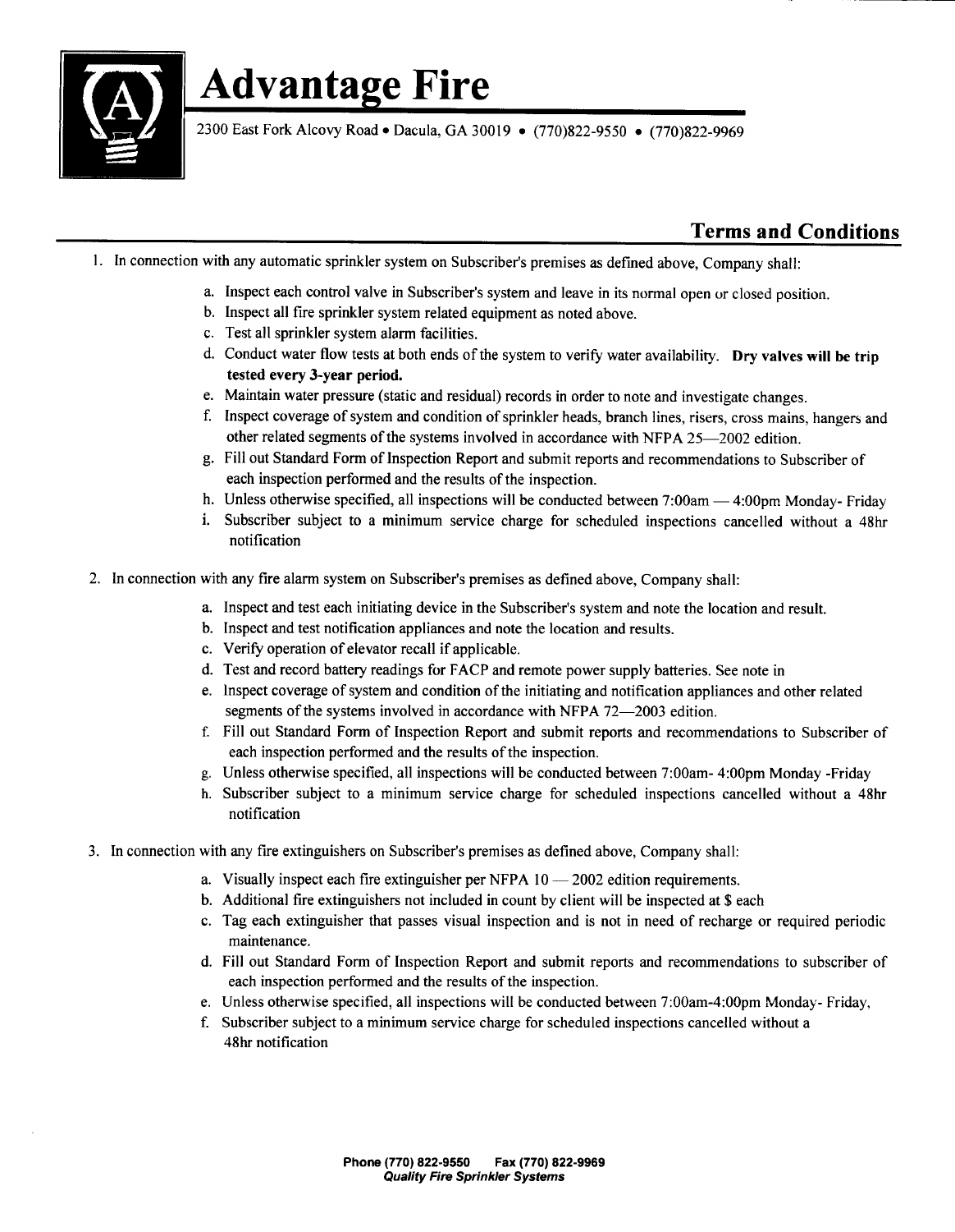# Advantage Fire

2300 East Fork Alcovy Road • Dacula, GA 30019 • (770)822-9550 • (770)822-9969

## Terms and Conditions

1. In connection with any automatic sprinkler system on Subscriber's premises as defined above, Company shall:
   a. Inspect each control valve in Subscriber's system and leave in its normal open or closed position.
   b. Inspect all fire sprinkler system related equipment as noted above.
   c. Test all sprinkler system alarm facilities.
   d. Conduct water flow tests at both ends of the system to verify water availability. **Dry valves will be trip tested every 3-year period.**
   e. Maintain water pressure (static and residual) records in order to note and investigate changes.
   f. Inspect coverage of system and condition of sprinkler heads, branch lines, risers, cross mains, hangers and other related segments of the systems involved in accordance with NFPA 25—2002 edition.
   g. Fill out Standard Form of Inspection Report and submit reports and recommendations to Subscriber of each inspection performed and the results of the inspection.
   h. Unless otherwise specified, all inspections will be conducted between 7:00am — 4:00pm Monday- Friday
   i. Subscriber subject to a minimum service charge for scheduled inspections cancelled without a 48hr notification

2. In connection with any fire alarm system on Subscriber's premises as defined above, Company shall:
   a. Inspect and test each initiating device in the Subscriber's system and note the location and result.
   b. Inspect and test notification appliances and note the location and results.
   c. Verify operation of elevator recall if applicable.
   d. Test and record battery readings for FACP and remote power supply batteries. See note in
   e. Inspect coverage of system and condition of the initiating and notification appliances and other related segments of the systems involved in accordance with NFPA 72—2003 edition.
   f. Fill out Standard Form of Inspection Report and submit reports and recommendations to Subscriber of each inspection performed and the results of the inspection.
   g. Unless otherwise specified, all inspections will be conducted between 7:00am- 4:00pm Monday -Friday
   h. Subscriber subject to a minimum service charge for scheduled inspections cancelled without a 48hr notification

3. In connection with any fire extinguishers on Subscriber's premises as defined above, Company shall:
   a. Visually inspect each fire extinguisher per NFPA 10 — 2002 edition requirements.
   b. Additional fire extinguishers not included in count by client will be inspected at $ each
   c. Tag each extinguisher that passes visual inspection and is not in need of recharge or required periodic maintenance.
   d. Fill out Standard Form of Inspection Report and submit reports and recommendations to subscriber of each inspection performed and the results of the inspection.
   e. Unless otherwise specified, all inspections will be conducted between 7:00am-4:00pm Monday- Friday,
   f. Subscriber subject to a minimum service charge for scheduled inspections cancelled without a 48hr notification

**Phone (770) 822-9550 Fax (770) 822-9969**
***Quality Fire Sprinkler Systems***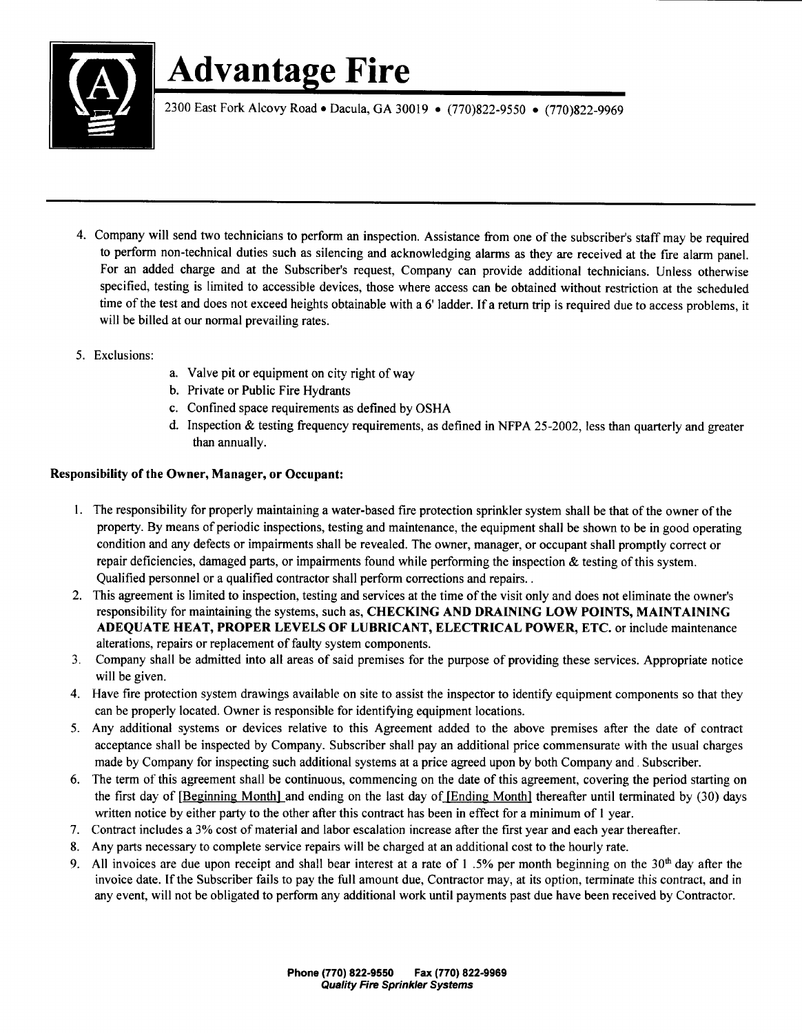4. Company will send two technicians to perform an inspection. Assistance from one of the subscriber's staff may be required to perform non-technical duties such as silencing and acknowledging alarms as they are received at the fire alarm panel. For an added charge and at the Subscriber's request, Company can provide additional technicians. Unless otherwise specified, testing is limited to accessible devices, those where access can be obtained without restriction at the scheduled time of the test and does not exceed heights obtainable with a 6' ladder. If a return trip is required due to access problems, it will be billed at our normal prevailing rates.

5. Exclusions:
   a. Valve pit or equipment on city right of way
   b. Private or Public Fire Hydrants
   c. Confined space requirements as defined by OSHA
   d. Inspection & testing frequency requirements, as defined in NFPA 25-2002, less than quarterly and greater than annually.

**Responsibility of the Owner, Manager, or Occupant:**

1. The responsibility for properly maintaining a water-based fire protection sprinkler system shall be that of the owner of the property. By means of periodic inspections, testing and maintenance, the equipment shall be shown to be in good operating condition and any defects or impairments shall be revealed. The owner, manager, or occupant shall promptly correct or repair deficiencies, damaged parts, or impairments found while performing the inspection & testing of this system. Qualified personnel or a qualified contractor shall perform corrections and repairs..
2. This agreement is limited to inspection, testing and services at the time of the visit only and does not eliminate the owner's responsibility for maintaining the systems, such as, **CHECKING AND DRAINING LOW POINTS, MAINTAINING ADEQUATE HEAT, PROPER LEVELS OF LUBRICANT, ELECTRICAL POWER, ETC.** or include maintenance alterations, repairs or replacement of faulty system components.
3. Company shall be admitted into all areas of said premises for the purpose of providing these services. Appropriate notice will be given.
4. Have fire protection system drawings available on site to assist the inspector to identify equipment components so that they can be properly located. Owner is responsible for identifying equipment locations.
5. Any additional systems or devices relative to this Agreement added to the above premises after the date of contract acceptance shall be inspected by Company. Subscriber shall pay an additional price commensurate with the usual charges made by Company for inspecting such additional systems at a price agreed upon by both Company and . Subscriber.
6. The term of this agreement shall be continuous, commencing on the date of this agreement, covering the period starting on the first day of [Beginning Month] and ending on the last day of [Ending Month] thereafter until terminated by (30) days written notice by either party to the other after this contract has been in effect for a minimum of 1 year.
7. Contract includes a 3% cost of material and labor escalation increase after the first year and each year thereafter.
8. Any parts necessary to complete service repairs will be charged at an additional cost to the hourly rate.
9. All invoices are due upon receipt and shall bear interest at a rate of 1 .5% per month beginning on the 30th day after the invoice date. If the Subscriber fails to pay the full amount due, Contractor may, at its option, terminate this contract, and in any event, will not be obligated to perform any additional work until payments past due have been received by Contractor.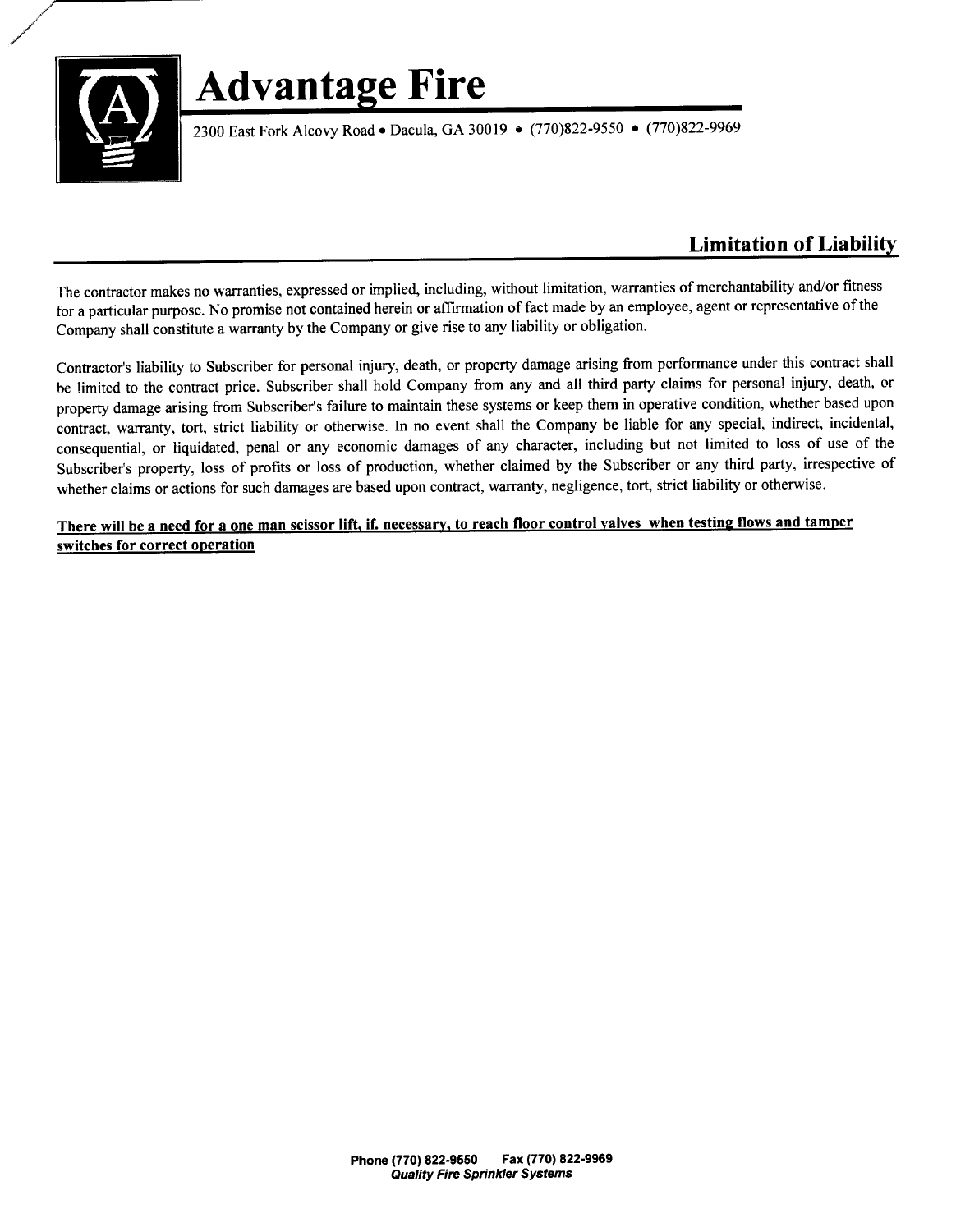# Advantage Fire

2300 East Fork Alcovy Road • Dacula, GA 30019 • (770)822-9550 • (770)822-9969

## Limitation of Liability

The contractor makes no warranties, expressed or implied, including, without limitation, warranties of merchantability and/or fitness for a particular purpose. No promise not contained herein or affirmation of fact made by an employee, agent or representative of the Company shall constitute a warranty by the Company or give rise to any liability or obligation.

Contractor's liability to Subscriber for personal injury, death, or property damage arising from performance under this contract shall be limited to the contract price. Subscriber shall hold Company from any and all third party claims for personal injury, death, or property damage arising from Subscriber's failure to maintain these systems or keep them in operative condition, whether based upon contract, warranty, tort, strict liability or otherwise. In no event shall the Company be liable for any special, indirect, incidental, consequential, or liquidated, penal or any economic damages of any character, including but not limited to loss of use of the Subscriber's property, loss of profits or loss of production, whether claimed by the Subscriber or any third party, irrespective of whether claims or actions for such damages are based upon contract, warranty, negligence, tort, strict liability or otherwise.

**There will be a need for a one man scissor lift, if. necessary, to reach floor control valves when testing flows and tamper switches for correct operation**

**Phone (770) 822-9550 Fax (770) 822-9969**
***Quality Fire Sprinkler Systems***